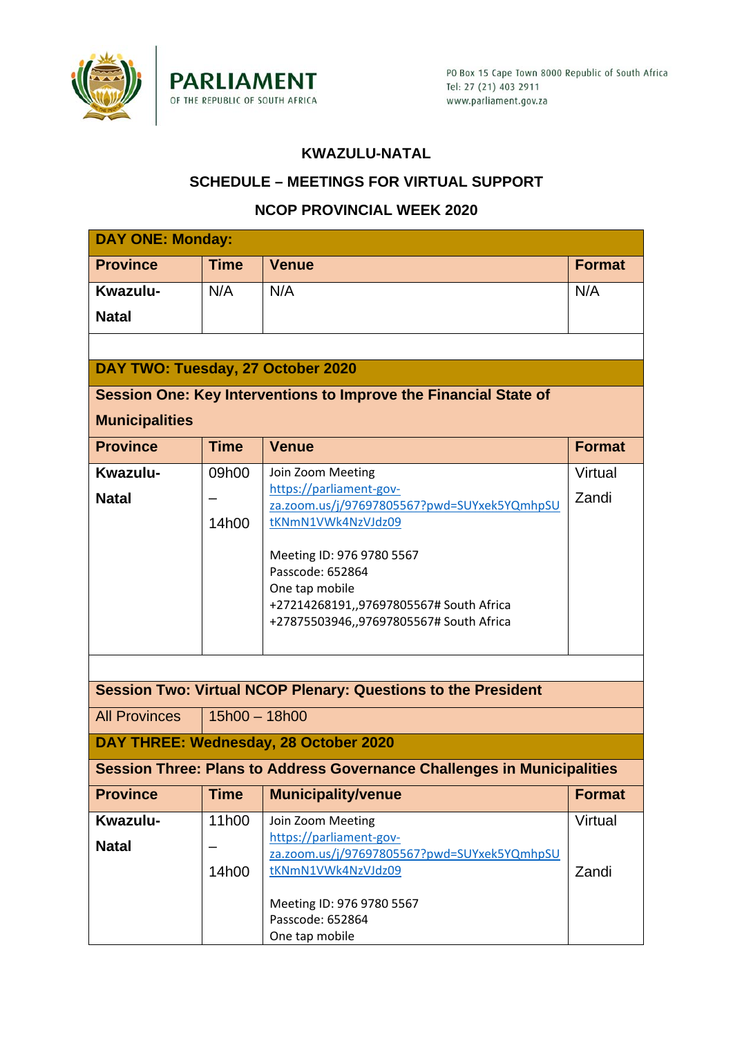PARLIAMENT
OF THE REPUBLIC OF SOUTH AFRICA

PO Box 15 Cape Town 8000 Republic of South Africa
Tel: 27 (21) 403 2911
www.parliament.gov.za

## KWAZULU-NATAL

## SCHEDULE – MEETINGS FOR VIRTUAL SUPPORT

## NCOP PROVINCIAL WEEK 2020

| **DAY ONE: Monday:** | | | |
|---|---|---|---|
| **Province** | **Time** | **Venue** | **Format** |
| **Kwazulu-Natal** | N/A | N/A | N/A |
| | | | |
| **DAY TWO: Tuesday, 27 October 2020** | | | |
| **Session One: Key Interventions to Improve the Financial State of Municipalities** | | | |
| **Province** | **Time** | **Venue** | **Format** |
| **Kwazulu-Natal** | 09h00 – 14h00 | Join Zoom Meeting<br>https://parliament-gov-za.zoom.us/j/97697805567?pwd=SUYxek5YQmhpSUtKNmN1VWk4NzVJdz09<br><br>Meeting ID: 976 9780 5567<br>Passcode: 652864<br>One tap mobile<br>+27214268191,,97697805567# South Africa<br>+27875503946,,97697805567# South Africa | Virtual Zandi |
| | | | |
| **Session Two: Virtual NCOP Plenary: Questions to the President** | | | |
| All Provinces | 15h00 – 18h00 | | |
| **DAY THREE: Wednesday, 28 October 2020** | | | |
| **Session Three: Plans to Address Governance Challenges in Municipalities** | | | |
| **Province** | **Time** | **Municipality/venue** | **Format** |
| **Kwazulu-Natal** | 11h00 – 14h00 | Join Zoom Meeting<br>https://parliament-gov-za.zoom.us/j/97697805567?pwd=SUYxek5YQmhpSUtKNmN1VWk4NzVJdz09<br><br>Meeting ID: 976 9780 5567<br>Passcode: 652864<br>One tap mobile | Virtual<br><br>Zandi |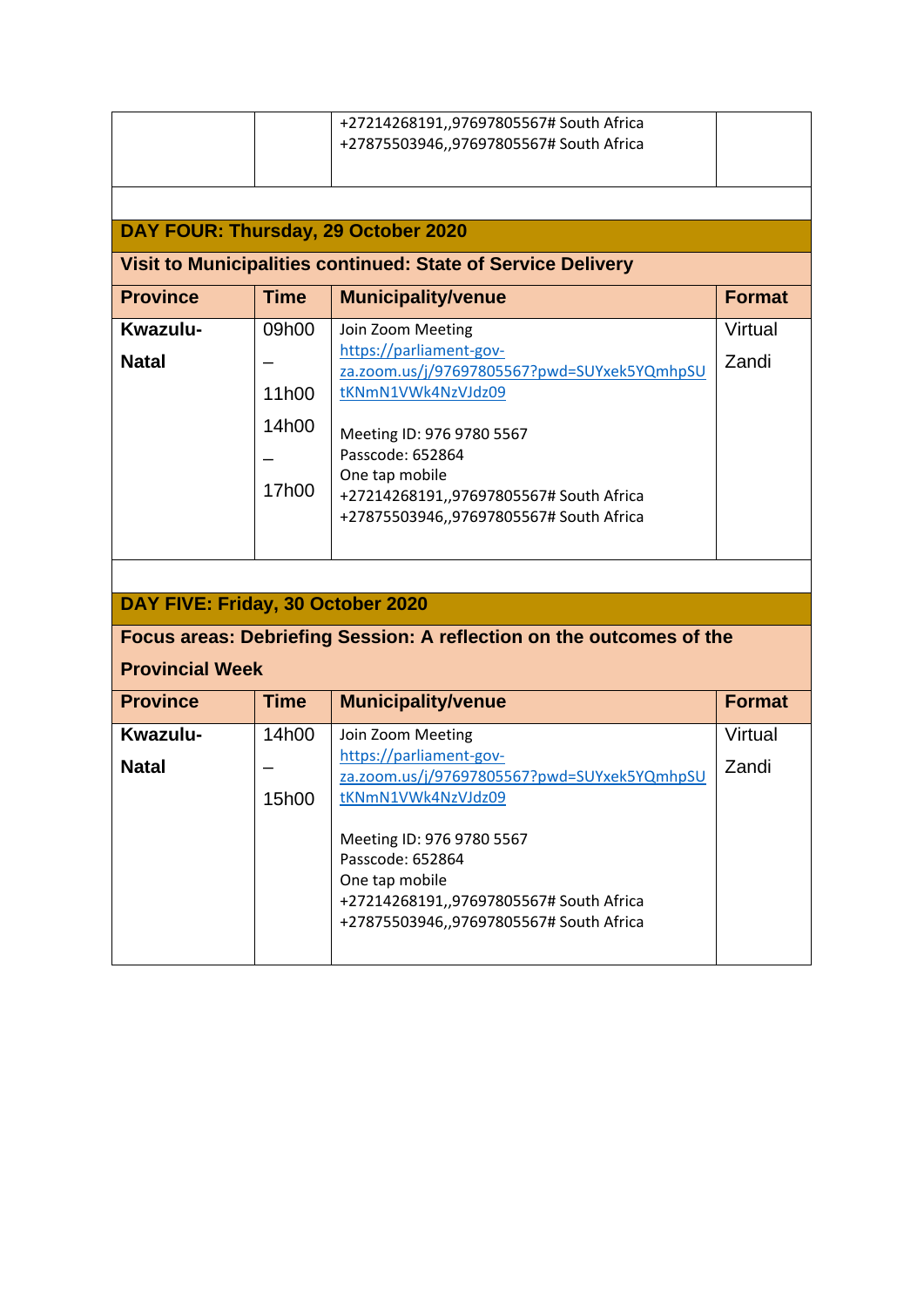| | | | |
|---|---|---|---|
| | | +27214268191,,97697805567# South Africa<br>+27875503946,,97697805567# South Africa | |

**DAY FOUR: Thursday, 29 October 2020**

**Visit to Municipalities continued: State of Service Delivery**

| Province | Time | Municipality/venue | Format |
|---|---|---|---|
| **Kwazulu-Natal** | 09h00 – 11h00<br>14h00 – 17h00 | Join Zoom Meeting<br>https://parliament-gov-za.zoom.us/j/97697805567?pwd=SUYxek5YQmhpSUtKNmN1VWk4NzVJdz09<br><br>Meeting ID: 976 9780 5567<br>Passcode: 652864<br>One tap mobile<br>+27214268191,,97697805567# South Africa<br>+27875503946,,97697805567# South Africa | Virtual<br>Zandi |

**DAY FIVE: Friday, 30 October 2020**

**Focus areas: Debriefing Session: A reflection on the outcomes of the Provincial Week**

| Province | Time | Municipality/venue | Format |
|---|---|---|---|
| **Kwazulu-Natal** | 14h00 – 15h00 | Join Zoom Meeting<br>https://parliament-gov-za.zoom.us/j/97697805567?pwd=SUYxek5YQmhpSUtKNmN1VWk4NzVJdz09<br><br>Meeting ID: 976 9780 5567<br>Passcode: 652864<br>One tap mobile<br>+27214268191,,97697805567# South Africa<br>+27875503946,,97697805567# South Africa | Virtual<br>Zandi |